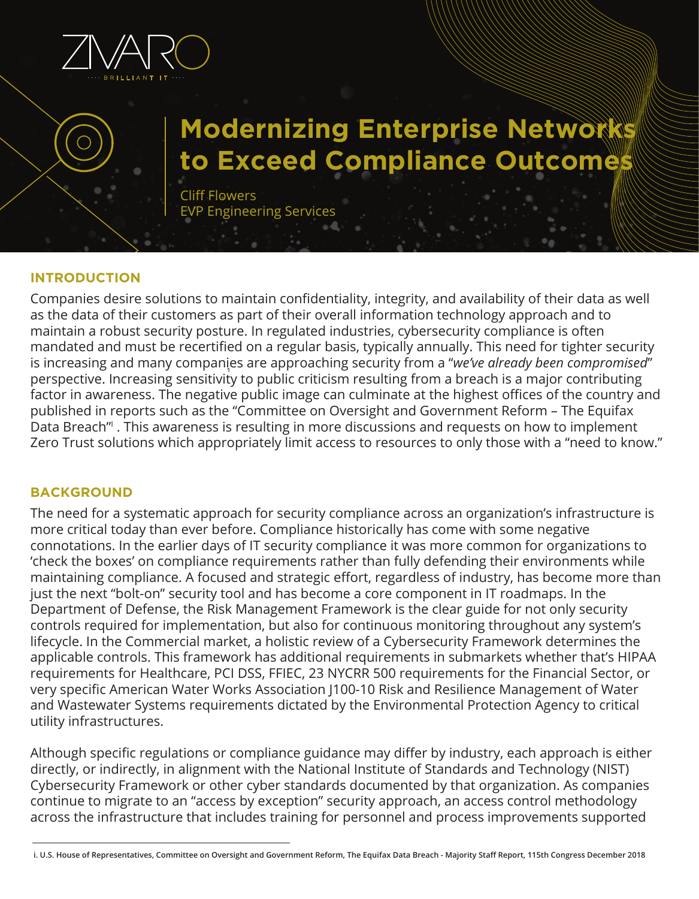ZIVARO
BRILLIANT IT

# Modernizing Enterprise Networks to Exceed Compliance Outcomes

Cliff Flowers
EVP Engineering Services

## INTRODUCTION

Companies desire solutions to maintain confidentiality, integrity, and availability of their data as well as the data of their customers as part of their overall information technology approach and to maintain a robust security posture. In regulated industries, cybersecurity compliance is often mandated and must be recertified on a regular basis, typically annually. This need for tighter security is increasing and many companies are approaching security from a "*we've already been compromised*" perspective. Increasing sensitivity to public criticism resulting from a breach is a major contributing factor in awareness. The negative public image can culminate at the highest offices of the country and published in reports such as the "Committee on Oversight and Government Reform – The Equifax Data Breach"[i] . This awareness is resulting in more discussions and requests on how to implement Zero Trust solutions which appropriately limit access to resources to only those with a "need to know."

## BACKGROUND

The need for a systematic approach for security compliance across an organization's infrastructure is more critical today than ever before. Compliance historically has come with some negative connotations. In the earlier days of IT security compliance it was more common for organizations to 'check the boxes' on compliance requirements rather than fully defending their environments while maintaining compliance. A focused and strategic effort, regardless of industry, has become more than just the next "bolt-on" security tool and has become a core component in IT roadmaps. In the Department of Defense, the Risk Management Framework is the clear guide for not only security controls required for implementation, but also for continuous monitoring throughout any system's lifecycle. In the Commercial market, a holistic review of a Cybersecurity Framework determines the applicable controls. This framework has additional requirements in submarkets whether that's HIPAA requirements for Healthcare, PCI DSS, FFIEC, 23 NYCRR 500 requirements for the Financial Sector, or very specific American Water Works Association J100-10 Risk and Resilience Management of Water and Wastewater Systems requirements dictated by the Environmental Protection Agency to critical utility infrastructures.

Although specific regulations or compliance guidance may differ by industry, each approach is either directly, or indirectly, in alignment with the National Institute of Standards and Technology (NIST) Cybersecurity Framework or other cyber standards documented by that organization. As companies continue to migrate to an "access by exception" security approach, an access control methodology across the infrastructure that includes training for personnel and process improvements supported

i. U.S. House of Representatives, Committee on Oversight and Government Reform, The Equifax Data Breach - Majority Staff Report, 115th Congress December 2018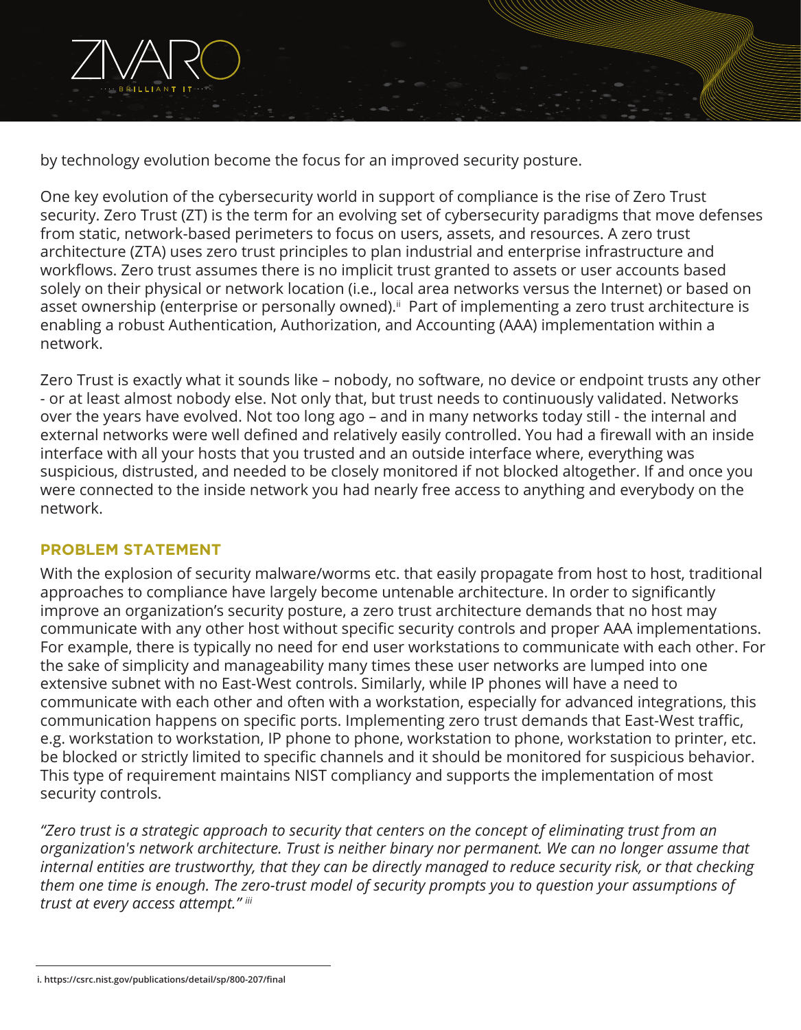by technology evolution become the focus for an improved security posture.

One key evolution of the cybersecurity world in support of compliance is the rise of Zero Trust security. Zero Trust (ZT) is the term for an evolving set of cybersecurity paradigms that move defenses from static, network-based perimeters to focus on users, assets, and resources. A zero trust architecture (ZTA) uses zero trust principles to plan industrial and enterprise infrastructure and workflows. Zero trust assumes there is no implicit trust granted to assets or user accounts based solely on their physical or network location (i.e., local area networks versus the Internet) or based on asset ownership (enterprise or personally owned).[ii] Part of implementing a zero trust architecture is enabling a robust Authentication, Authorization, and Accounting (AAA) implementation within a network.

Zero Trust is exactly what it sounds like – nobody, no software, no device or endpoint trusts any other - or at least almost nobody else. Not only that, but trust needs to continuously validated. Networks over the years have evolved. Not too long ago – and in many networks today still - the internal and external networks were well defined and relatively easily controlled. You had a firewall with an inside interface with all your hosts that you trusted and an outside interface where, everything was suspicious, distrusted, and needed to be closely monitored if not blocked altogether. If and once you were connected to the inside network you had nearly free access to anything and everybody on the network.

## PROBLEM STATEMENT

With the explosion of security malware/worms etc. that easily propagate from host to host, traditional approaches to compliance have largely become untenable architecture. In order to significantly improve an organization's security posture, a zero trust architecture demands that no host may communicate with any other host without specific security controls and proper AAA implementations. For example, there is typically no need for end user workstations to communicate with each other. For the sake of simplicity and manageability many times these user networks are lumped into one extensive subnet with no East-West controls. Similarly, while IP phones will have a need to communicate with each other and often with a workstation, especially for advanced integrations, this communication happens on specific ports. Implementing zero trust demands that East-West traffic, e.g. workstation to workstation, IP phone to phone, workstation to phone, workstation to printer, etc. be blocked or strictly limited to specific channels and it should be monitored for suspicious behavior. This type of requirement maintains NIST compliancy and supports the implementation of most security controls.

*"Zero trust is a strategic approach to security that centers on the concept of eliminating trust from an organization's network architecture. Trust is neither binary nor permanent. We can no longer assume that internal entities are trustworthy, that they can be directly managed to reduce security risk, or that checking them one time is enough. The zero-trust model of security prompts you to question your assumptions of trust at every access attempt."* [iii]

---

i. https://csrc.nist.gov/publications/detail/sp/800-207/final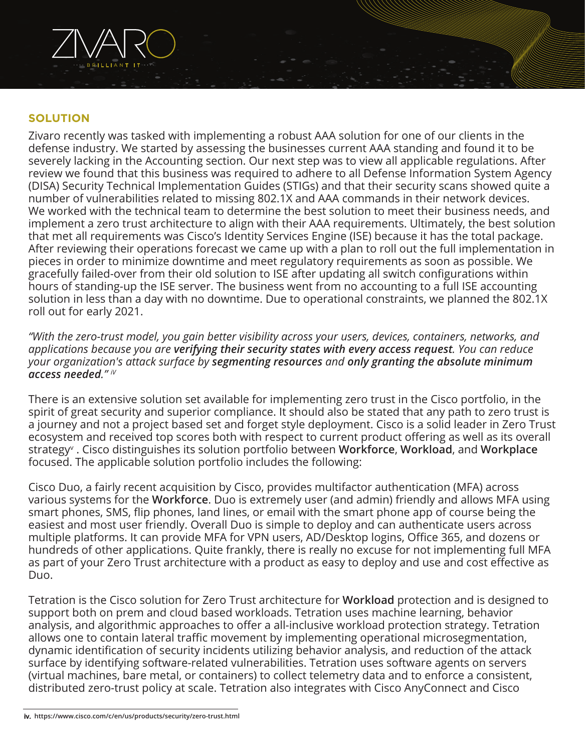## SOLUTION

Zivaro recently was tasked with implementing a robust AAA solution for one of our clients in the defense industry. We started by assessing the businesses current AAA standing and found it to be severely lacking in the Accounting section. Our next step was to view all applicable regulations. After review we found that this business was required to adhere to all Defense Information System Agency (DISA) Security Technical Implementation Guides (STIGs) and that their security scans showed quite a number of vulnerabilities related to missing 802.1X and AAA commands in their network devices. We worked with the technical team to determine the best solution to meet their business needs, and implement a zero trust architecture to align with their AAA requirements. Ultimately, the best solution that met all requirements was Cisco's Identity Services Engine (ISE) because it has the total package. After reviewing their operations forecast we came up with a plan to roll out the full implementation in pieces in order to minimize downtime and meet regulatory requirements as soon as possible. We gracefully failed-over from their old solution to ISE after updating all switch configurations within hours of standing-up the ISE server. The business went from no accounting to a full ISE accounting solution in less than a day with no downtime. Due to operational constraints, we planned the 802.1X roll out for early 2021.

*"With the zero-trust model, you gain better visibility across your users, devices, containers, networks, and applications because you are **verifying their security states with every access request**. You can reduce your organization's attack surface by **segmenting resources** and **only granting the absolute minimum access needed**."* [iv]

There is an extensive solution set available for implementing zero trust in the Cisco portfolio, in the spirit of great security and superior compliance. It should also be stated that any path to zero trust is a journey and not a project based set and forget style deployment. Cisco is a solid leader in Zero Trust ecosystem and received top scores both with respect to current product offering as well as its overall strategy[v] . Cisco distinguishes its solution portfolio between **Workforce**, **Workload**, and **Workplace** focused. The applicable solution portfolio includes the following:

Cisco Duo, a fairly recent acquisition by Cisco, provides multifactor authentication (MFA) across various systems for the **Workforce**. Duo is extremely user (and admin) friendly and allows MFA using smart phones, SMS, flip phones, land lines, or email with the smart phone app of course being the easiest and most user friendly. Overall Duo is simple to deploy and can authenticate users across multiple platforms. It can provide MFA for VPN users, AD/Desktop logins, Office 365, and dozens or hundreds of other applications. Quite frankly, there is really no excuse for not implementing full MFA as part of your Zero Trust architecture with a product as easy to deploy and use and cost effective as Duo.

Tetration is the Cisco solution for Zero Trust architecture for **Workload** protection and is designed to support both on prem and cloud based workloads. Tetration uses machine learning, behavior analysis, and algorithmic approaches to offer a all-inclusive workload protection strategy. Tetration allows one to contain lateral traffic movement by implementing operational microsegmentation, dynamic identification of security incidents utilizing behavior analysis, and reduction of the attack surface by identifying software-related vulnerabilities. Tetration uses software agents on servers (virtual machines, bare metal, or containers) to collect telemetry data and to enforce a consistent, distributed zero-trust policy at scale. Tetration also integrates with Cisco AnyConnect and Cisco

**iv.** https://www.cisco.com/c/en/us/products/security/zero-trust.html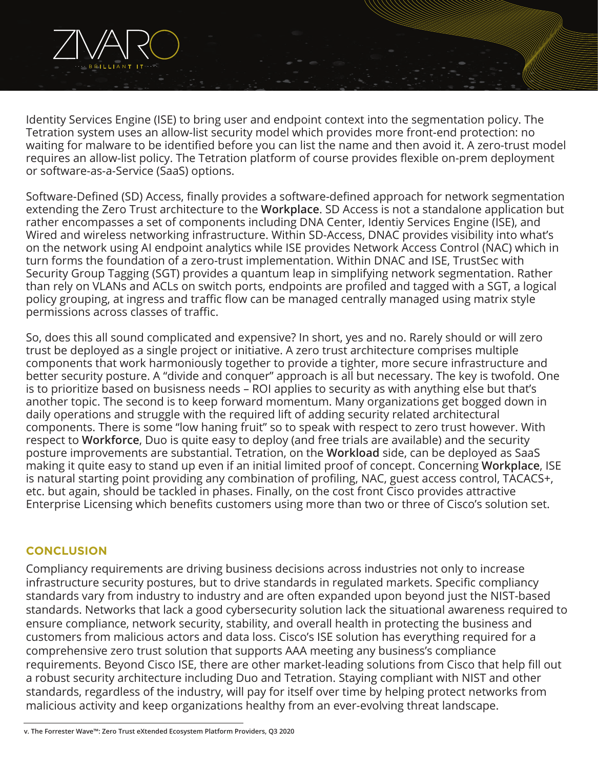Identity Services Engine (ISE) to bring user and endpoint context into the segmentation policy. The Tetration system uses an allow-list security model which provides more front-end protection: no waiting for malware to be identified before you can list the name and then avoid it. A zero-trust model requires an allow-list policy. The Tetration platform of course provides flexible on-prem deployment or software-as-a-Service (SaaS) options.

Software-Defined (SD) Access, finally provides a software-defined approach for network segmentation extending the Zero Trust architecture to the **Workplace**. SD Access is not a standalone application but rather encompasses a set of components including DNA Center, Identiy Services Engine (ISE), and Wired and wireless networking infrastructure. Within SD-Access, DNAC provides visibility into what's on the network using AI endpoint analytics while ISE provides Network Access Control (NAC) which in turn forms the foundation of a zero-trust implementation. Within DNAC and ISE, TrustSec with Security Group Tagging (SGT) provides a quantum leap in simplifying network segmentation. Rather than rely on VLANs and ACLs on switch ports, endpoints are profiled and tagged with a SGT, a logical policy grouping, at ingress and traffic flow can be managed centrally managed using matrix style permissions across classes of traffic.

So, does this all sound complicated and expensive? In short, yes and no. Rarely should or will zero trust be deployed as a single project or initiative. A zero trust architecture comprises multiple components that work harmoniously together to provide a tighter, more secure infrastructure and better security posture. A "divide and conquer" approach is all but necessary. The key is twofold. One is to prioritize based on busisness needs – ROI applies to security as with anything else but that's another topic. The second is to keep forward momentum. Many organizations get bogged down in daily operations and struggle with the required lift of adding security related architectural components. There is some "low haning fruit" so to speak with respect to zero trust however. With respect to **Workforce**, Duo is quite easy to deploy (and free trials are available) and the security posture improvements are substantial. Tetration, on the **Workload** side, can be deployed as SaaS making it quite easy to stand up even if an initial limited proof of concept. Concerning **Workplace**, ISE is natural starting point providing any combination of profiling, NAC, guest access control, TACACS+, etc. but again, should be tackled in phases. Finally, on the cost front Cisco provides attractive Enterprise Licensing which benefits customers using more than two or three of Cisco's solution set.

## CONCLUSION

Compliancy requirements are driving business decisions across industries not only to increase infrastructure security postures, but to drive standards in regulated markets. Specific compliancy standards vary from industry to industry and are often expanded upon beyond just the NIST-based standards. Networks that lack a good cybersecurity solution lack the situational awareness required to ensure compliance, network security, stability, and overall health in protecting the business and customers from malicious actors and data loss. Cisco's ISE solution has everything required for a comprehensive zero trust solution that supports AAA meeting any business's compliance requirements. Beyond Cisco ISE, there are other market-leading solutions from Cisco that help fill out a robust security architecture including Duo and Tetration. Staying compliant with NIST and other standards, regardless of the industry, will pay for itself over time by helping protect networks from malicious activity and keep organizations healthy from an ever-evolving threat landscape.

v. The Forrester Wave™: Zero Trust eXtended Ecosystem Platform Providers, Q3 2020